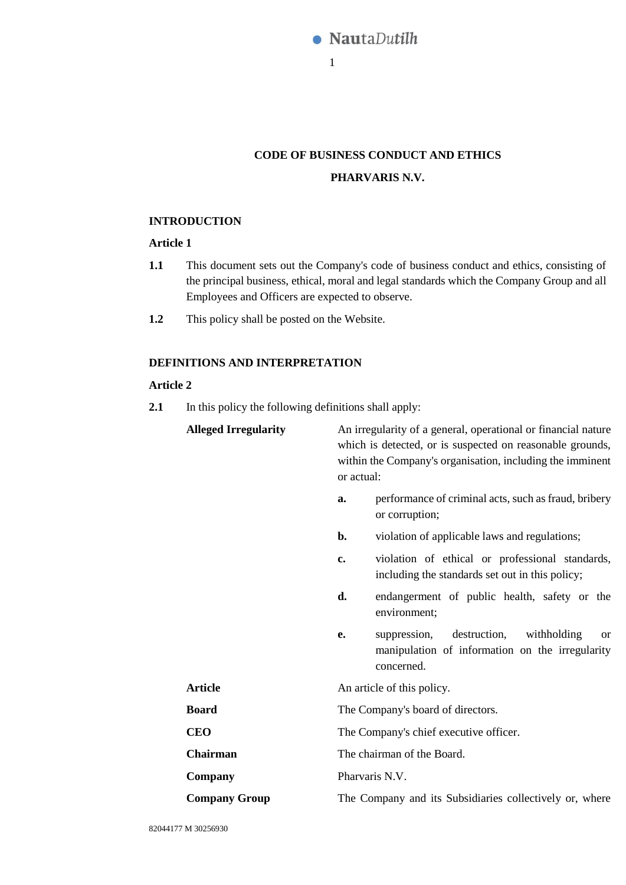# CODE OF BUSINESS CONDUCT AND ETHICS

# PHARVARIS N.V.

## INTRODUCTION

### Article 1

**1.1** This document sets out the Company's code of business conduct and ethics, consisting of the principal business, ethical, moral and legal standards which the Company Group and all Employees and Officers are expected to observe.

**1.2** This policy shall be posted on the Website.

## DEFINITIONS AND INTERPRETATION

### Article 2

**2.1** In this policy the following definitions shall apply:

**Alleged Irregularity** — An irregularity of a general, operational or financial nature which is detected, or is suspected on reasonable grounds, within the Company's organisation, including the imminent or actual:

- **a.** performance of criminal acts, such as fraud, bribery or corruption;
- **b.** violation of applicable laws and regulations;
- **c.** violation of ethical or professional standards, including the standards set out in this policy;
- **d.** endangerment of public health, safety or the environment;
- **e.** suppression, destruction, withholding or manipulation of information on the irregularity concerned.

**Article** — An article of this policy.

**Board** — The Company's board of directors.

**CEO** — The Company's chief executive officer.

**Chairman** — The chairman of the Board.

**Company** — Pharvaris N.V.

**Company Group** — The Company and its Subsidiaries collectively or, where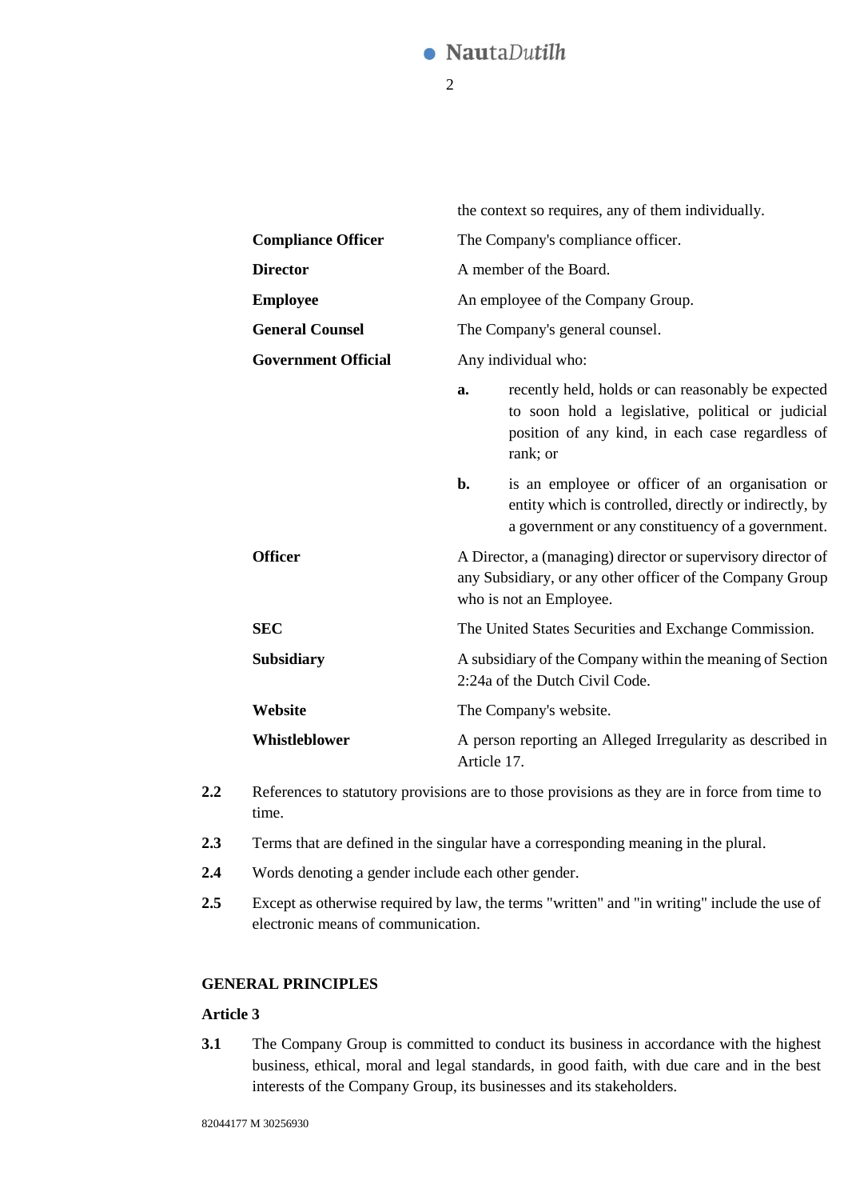| | |
|---|---|
| | the context so requires, any of them individually. |
| **Compliance Officer** | The Company's compliance officer. |
| **Director** | A member of the Board. |
| **Employee** | An employee of the Company Group. |
| **General Counsel** | The Company's general counsel. |
| **Government Official** | Any individual who: **a.** recently held, holds or can reasonably be expected to soon hold a legislative, political or judicial position of any kind, in each case regardless of rank; or **b.** is an employee or officer of an organisation or entity which is controlled, directly or indirectly, by a government or any constituency of a government. |
| **Officer** | A Director, a (managing) director or supervisory director of any Subsidiary, or any other officer of the Company Group who is not an Employee. |
| **SEC** | The United States Securities and Exchange Commission. |
| **Subsidiary** | A subsidiary of the Company within the meaning of Section 2:24a of the Dutch Civil Code. |
| **Website** | The Company's website. |
| **Whistleblower** | A person reporting an Alleged Irregularity as described in Article 17. |

**2.2** References to statutory provisions are to those provisions as they are in force from time to time.

**2.3** Terms that are defined in the singular have a corresponding meaning in the plural.

**2.4** Words denoting a gender include each other gender.

**2.5** Except as otherwise required by law, the terms "written" and "in writing" include the use of electronic means of communication.

## GENERAL PRINCIPLES

### Article 3

**3.1** The Company Group is committed to conduct its business in accordance with the highest business, ethical, moral and legal standards, in good faith, with due care and in the best interests of the Company Group, its businesses and its stakeholders.

82044177 M 30256930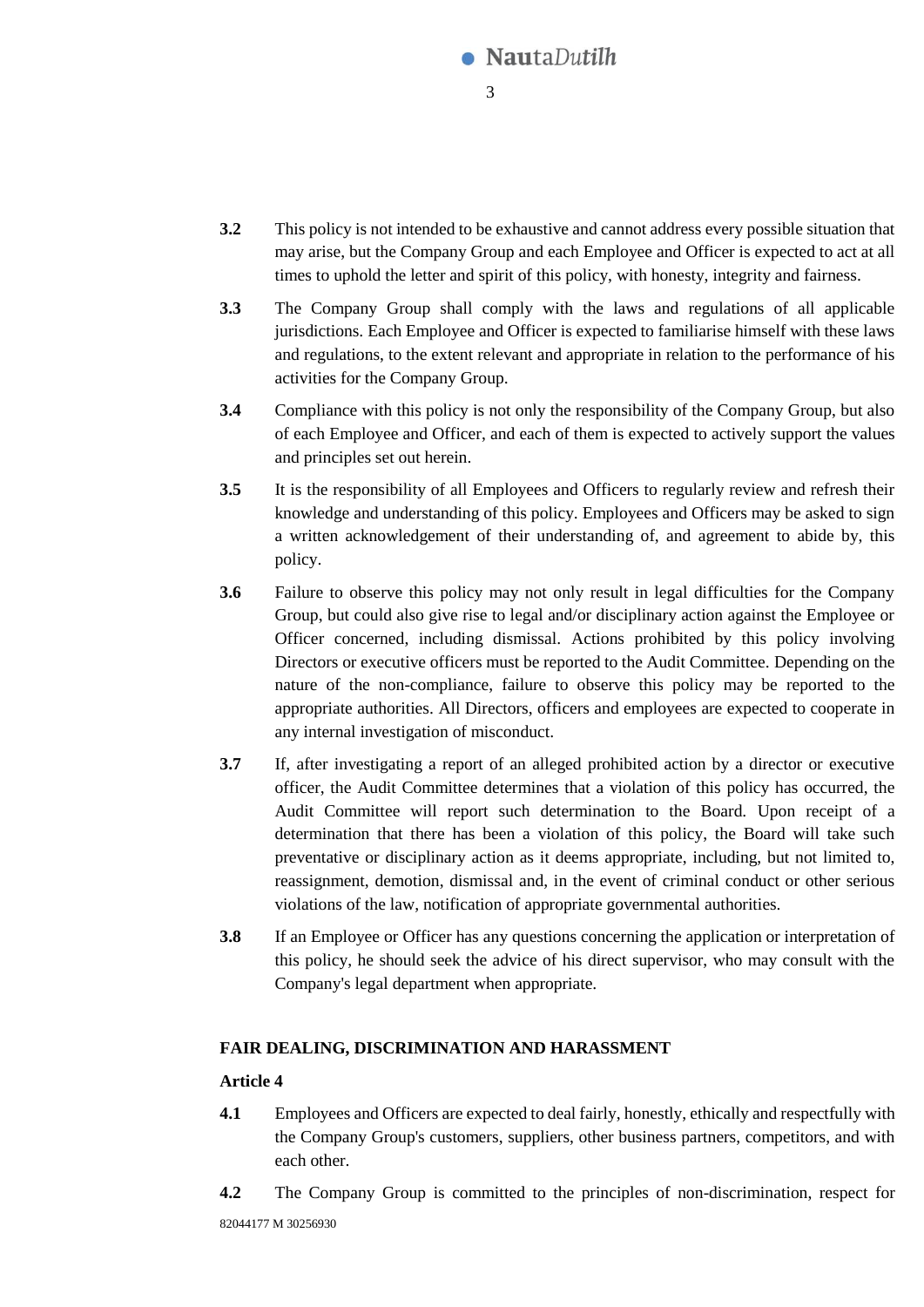**3.2** This policy is not intended to be exhaustive and cannot address every possible situation that may arise, but the Company Group and each Employee and Officer is expected to act at all times to uphold the letter and spirit of this policy, with honesty, integrity and fairness.

**3.3** The Company Group shall comply with the laws and regulations of all applicable jurisdictions. Each Employee and Officer is expected to familiarise himself with these laws and regulations, to the extent relevant and appropriate in relation to the performance of his activities for the Company Group.

**3.4** Compliance with this policy is not only the responsibility of the Company Group, but also of each Employee and Officer, and each of them is expected to actively support the values and principles set out herein.

**3.5** It is the responsibility of all Employees and Officers to regularly review and refresh their knowledge and understanding of this policy. Employees and Officers may be asked to sign a written acknowledgement of their understanding of, and agreement to abide by, this policy.

**3.6** Failure to observe this policy may not only result in legal difficulties for the Company Group, but could also give rise to legal and/or disciplinary action against the Employee or Officer concerned, including dismissal. Actions prohibited by this policy involving Directors or executive officers must be reported to the Audit Committee. Depending on the nature of the non-compliance, failure to observe this policy may be reported to the appropriate authorities. All Directors, officers and employees are expected to cooperate in any internal investigation of misconduct.

**3.7** If, after investigating a report of an alleged prohibited action by a director or executive officer, the Audit Committee determines that a violation of this policy has occurred, the Audit Committee will report such determination to the Board. Upon receipt of a determination that there has been a violation of this policy, the Board will take such preventative or disciplinary action as it deems appropriate, including, but not limited to, reassignment, demotion, dismissal and, in the event of criminal conduct or other serious violations of the law, notification of appropriate governmental authorities.

**3.8** If an Employee or Officer has any questions concerning the application or interpretation of this policy, he should seek the advice of his direct supervisor, who may consult with the Company's legal department when appropriate.

## FAIR DEALING, DISCRIMINATION AND HARASSMENT

### Article 4

**4.1** Employees and Officers are expected to deal fairly, honestly, ethically and respectfully with the Company Group's customers, suppliers, other business partners, competitors, and with each other.

**4.2** The Company Group is committed to the principles of non-discrimination, respect for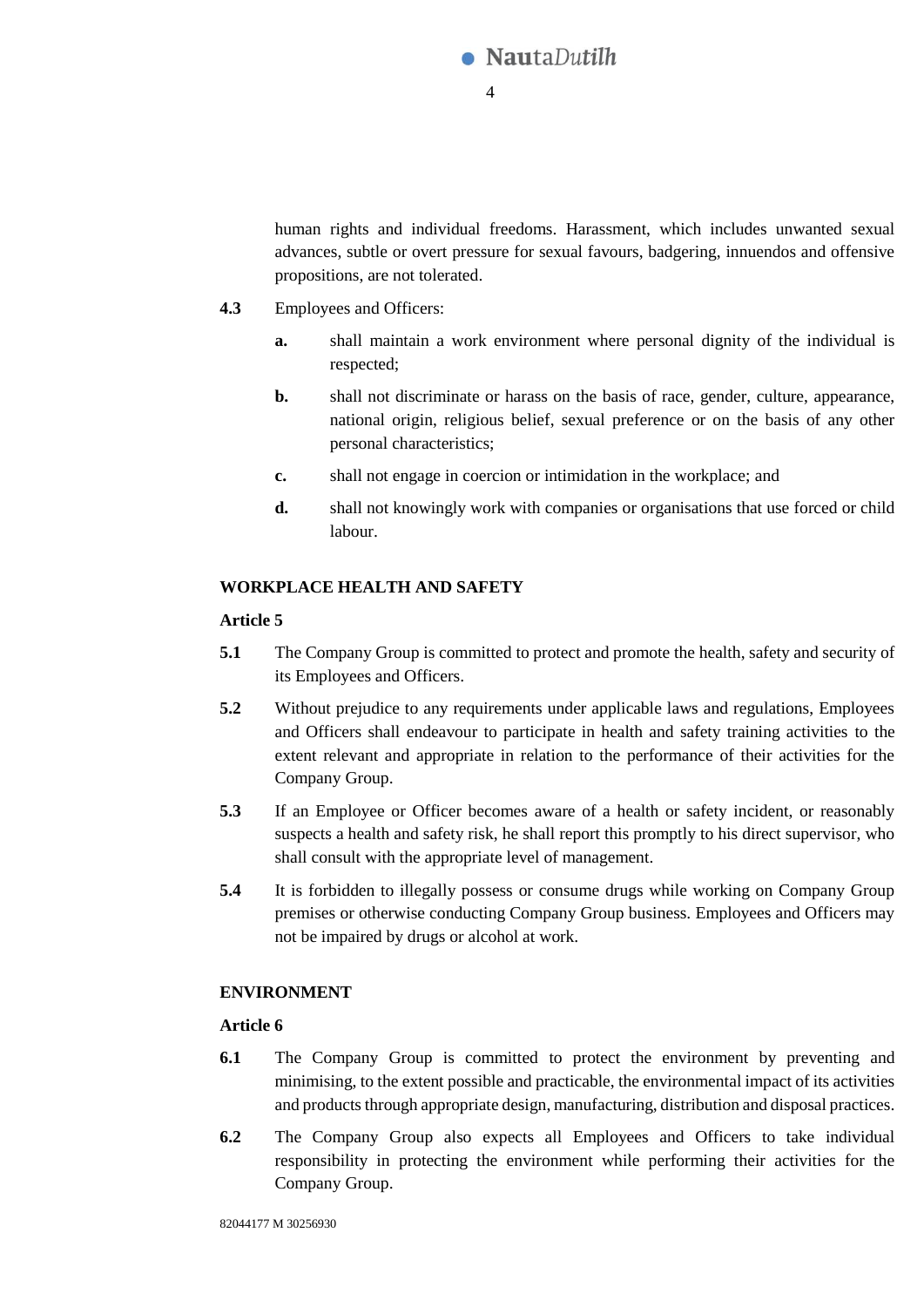human rights and individual freedoms. Harassment, which includes unwanted sexual advances, subtle or overt pressure for sexual favours, badgering, innuendos and offensive propositions, are not tolerated.

**4.3** Employees and Officers:

- **a.** shall maintain a work environment where personal dignity of the individual is respected;
- **b.** shall not discriminate or harass on the basis of race, gender, culture, appearance, national origin, religious belief, sexual preference or on the basis of any other personal characteristics;
- **c.** shall not engage in coercion or intimidation in the workplace; and
- **d.** shall not knowingly work with companies or organisations that use forced or child labour.

## WORKPLACE HEALTH AND SAFETY

### Article 5

**5.1** The Company Group is committed to protect and promote the health, safety and security of its Employees and Officers.

**5.2** Without prejudice to any requirements under applicable laws and regulations, Employees and Officers shall endeavour to participate in health and safety training activities to the extent relevant and appropriate in relation to the performance of their activities for the Company Group.

**5.3** If an Employee or Officer becomes aware of a health or safety incident, or reasonably suspects a health and safety risk, he shall report this promptly to his direct supervisor, who shall consult with the appropriate level of management.

**5.4** It is forbidden to illegally possess or consume drugs while working on Company Group premises or otherwise conducting Company Group business. Employees and Officers may not be impaired by drugs or alcohol at work.

## ENVIRONMENT

### Article 6

**6.1** The Company Group is committed to protect the environment by preventing and minimising, to the extent possible and practicable, the environmental impact of its activities and products through appropriate design, manufacturing, distribution and disposal practices.

**6.2** The Company Group also expects all Employees and Officers to take individual responsibility in protecting the environment while performing their activities for the Company Group.

82044177 M 30256930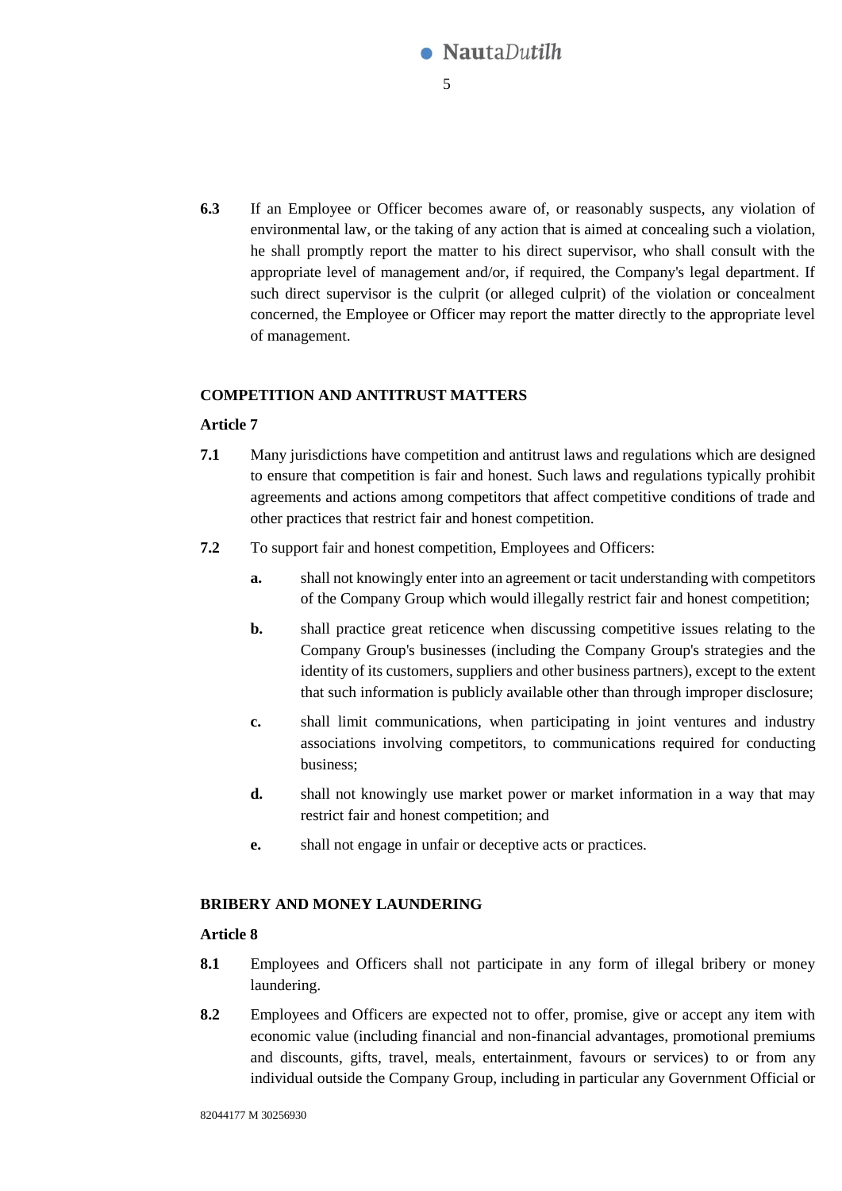**6.3** If an Employee or Officer becomes aware of, or reasonably suspects, any violation of environmental law, or the taking of any action that is aimed at concealing such a violation, he shall promptly report the matter to his direct supervisor, who shall consult with the appropriate level of management and/or, if required, the Company's legal department. If such direct supervisor is the culprit (or alleged culprit) of the violation or concealment concerned, the Employee or Officer may report the matter directly to the appropriate level of management.

## COMPETITION AND ANTITRUST MATTERS

### Article 7

**7.1** Many jurisdictions have competition and antitrust laws and regulations which are designed to ensure that competition is fair and honest. Such laws and regulations typically prohibit agreements and actions among competitors that affect competitive conditions of trade and other practices that restrict fair and honest competition.

**7.2** To support fair and honest competition, Employees and Officers:

- **a.** shall not knowingly enter into an agreement or tacit understanding with competitors of the Company Group which would illegally restrict fair and honest competition;
- **b.** shall practice great reticence when discussing competitive issues relating to the Company Group's businesses (including the Company Group's strategies and the identity of its customers, suppliers and other business partners), except to the extent that such information is publicly available other than through improper disclosure;
- **c.** shall limit communications, when participating in joint ventures and industry associations involving competitors, to communications required for conducting business;
- **d.** shall not knowingly use market power or market information in a way that may restrict fair and honest competition; and
- **e.** shall not engage in unfair or deceptive acts or practices.

## BRIBERY AND MONEY LAUNDERING

### Article 8

**8.1** Employees and Officers shall not participate in any form of illegal bribery or money laundering.

**8.2** Employees and Officers are expected not to offer, promise, give or accept any item with economic value (including financial and non-financial advantages, promotional premiums and discounts, gifts, travel, meals, entertainment, favours or services) to or from any individual outside the Company Group, including in particular any Government Official or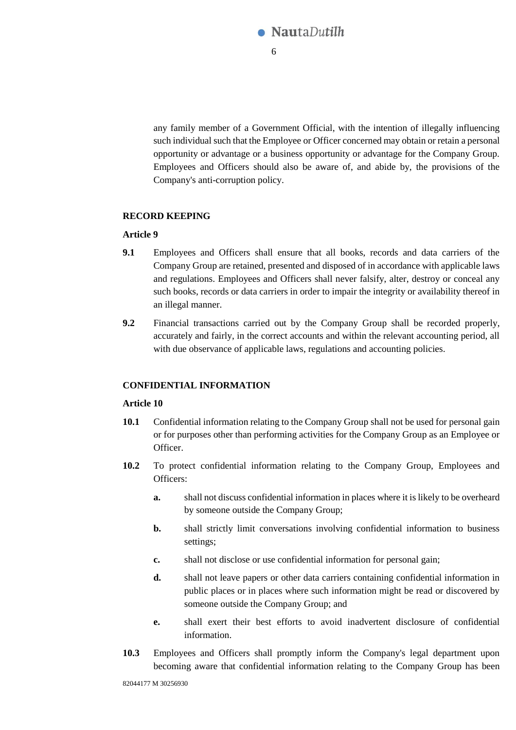any family member of a Government Official, with the intention of illegally influencing such individual such that the Employee or Officer concerned may obtain or retain a personal opportunity or advantage or a business opportunity or advantage for the Company Group. Employees and Officers should also be aware of, and abide by, the provisions of the Company's anti-corruption policy.

**RECORD KEEPING**

**Article 9**

**9.1** Employees and Officers shall ensure that all books, records and data carriers of the Company Group are retained, presented and disposed of in accordance with applicable laws and regulations. Employees and Officers shall never falsify, alter, destroy or conceal any such books, records or data carriers in order to impair the integrity or availability thereof in an illegal manner.

**9.2** Financial transactions carried out by the Company Group shall be recorded properly, accurately and fairly, in the correct accounts and within the relevant accounting period, all with due observance of applicable laws, regulations and accounting policies.

**CONFIDENTIAL INFORMATION**

**Article 10**

**10.1** Confidential information relating to the Company Group shall not be used for personal gain or for purposes other than performing activities for the Company Group as an Employee or Officer.

**10.2** To protect confidential information relating to the Company Group, Employees and Officers:

- **a.** shall not discuss confidential information in places where it is likely to be overheard by someone outside the Company Group;
- **b.** shall strictly limit conversations involving confidential information to business settings;
- **c.** shall not disclose or use confidential information for personal gain;
- **d.** shall not leave papers or other data carriers containing confidential information in public places or in places where such information might be read or discovered by someone outside the Company Group; and
- **e.** shall exert their best efforts to avoid inadvertent disclosure of confidential information.

**10.3** Employees and Officers shall promptly inform the Company's legal department upon becoming aware that confidential information relating to the Company Group has been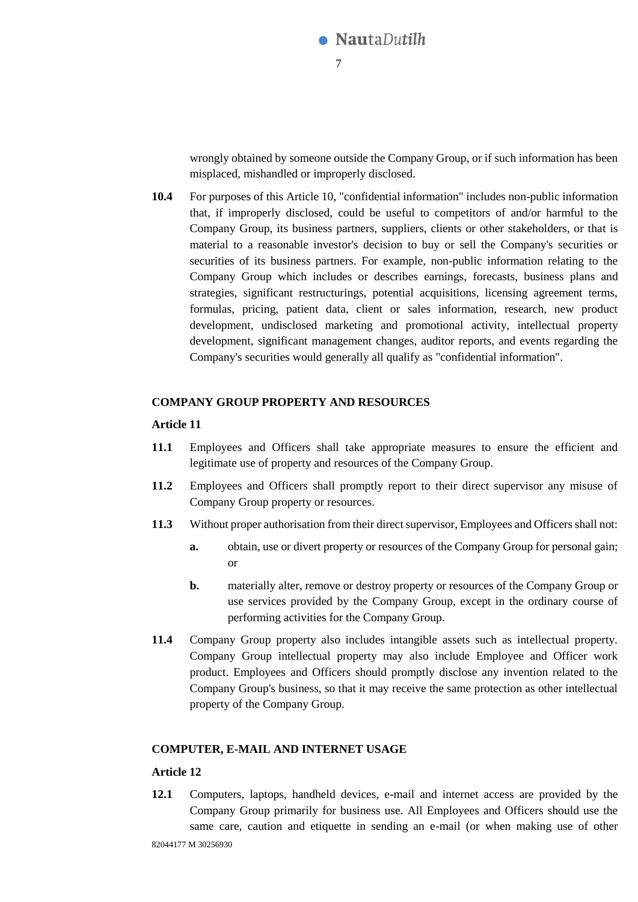wrongly obtained by someone outside the Company Group, or if such information has been misplaced, mishandled or improperly disclosed.

**10.4** For purposes of this Article 10, "confidential information" includes non-public information that, if improperly disclosed, could be useful to competitors of and/or harmful to the Company Group, its business partners, suppliers, clients or other stakeholders, or that is material to a reasonable investor's decision to buy or sell the Company's securities or securities of its business partners. For example, non-public information relating to the Company Group which includes or describes earnings, forecasts, business plans and strategies, significant restructurings, potential acquisitions, licensing agreement terms, formulas, pricing, patient data, client or sales information, research, new product development, undisclosed marketing and promotional activity, intellectual property development, significant management changes, auditor reports, and events regarding the Company's securities would generally all qualify as "confidential information".

**COMPANY GROUP PROPERTY AND RESOURCES**

**Article 11**

**11.1** Employees and Officers shall take appropriate measures to ensure the efficient and legitimate use of property and resources of the Company Group.

**11.2** Employees and Officers shall promptly report to their direct supervisor any misuse of Company Group property or resources.

**11.3** Without proper authorisation from their direct supervisor, Employees and Officers shall not:

- **a.** obtain, use or divert property or resources of the Company Group for personal gain; or
- **b.** materially alter, remove or destroy property or resources of the Company Group or use services provided by the Company Group, except in the ordinary course of performing activities for the Company Group.

**11.4** Company Group property also includes intangible assets such as intellectual property. Company Group intellectual property may also include Employee and Officer work product. Employees and Officers should promptly disclose any invention related to the Company Group's business, so that it may receive the same protection as other intellectual property of the Company Group.

**COMPUTER, E-MAIL AND INTERNET USAGE**

**Article 12**

**12.1** Computers, laptops, handheld devices, e-mail and internet access are provided by the Company Group primarily for business use. All Employees and Officers should use the same care, caution and etiquette in sending an e-mail (or when making use of other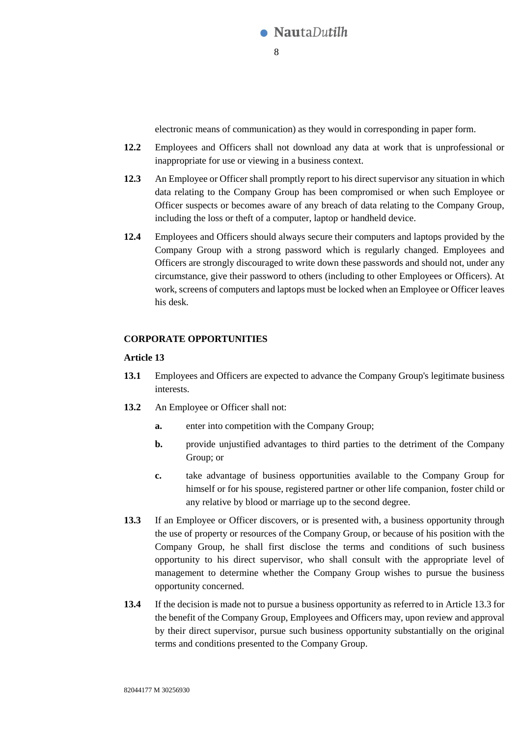electronic means of communication) as they would in corresponding in paper form.

**12.2** Employees and Officers shall not download any data at work that is unprofessional or inappropriate for use or viewing in a business context.

**12.3** An Employee or Officer shall promptly report to his direct supervisor any situation in which data relating to the Company Group has been compromised or when such Employee or Officer suspects or becomes aware of any breach of data relating to the Company Group, including the loss or theft of a computer, laptop or handheld device.

**12.4** Employees and Officers should always secure their computers and laptops provided by the Company Group with a strong password which is regularly changed. Employees and Officers are strongly discouraged to write down these passwords and should not, under any circumstance, give their password to others (including to other Employees or Officers). At work, screens of computers and laptops must be locked when an Employee or Officer leaves his desk.

**CORPORATE OPPORTUNITIES**

**Article 13**

**13.1** Employees and Officers are expected to advance the Company Group's legitimate business interests.

**13.2** An Employee or Officer shall not:

- **a.** enter into competition with the Company Group;
- **b.** provide unjustified advantages to third parties to the detriment of the Company Group; or
- **c.** take advantage of business opportunities available to the Company Group for himself or for his spouse, registered partner or other life companion, foster child or any relative by blood or marriage up to the second degree.

**13.3** If an Employee or Officer discovers, or is presented with, a business opportunity through the use of property or resources of the Company Group, or because of his position with the Company Group, he shall first disclose the terms and conditions of such business opportunity to his direct supervisor, who shall consult with the appropriate level of management to determine whether the Company Group wishes to pursue the business opportunity concerned.

**13.4** If the decision is made not to pursue a business opportunity as referred to in Article 13.3 for the benefit of the Company Group, Employees and Officers may, upon review and approval by their direct supervisor, pursue such business opportunity substantially on the original terms and conditions presented to the Company Group.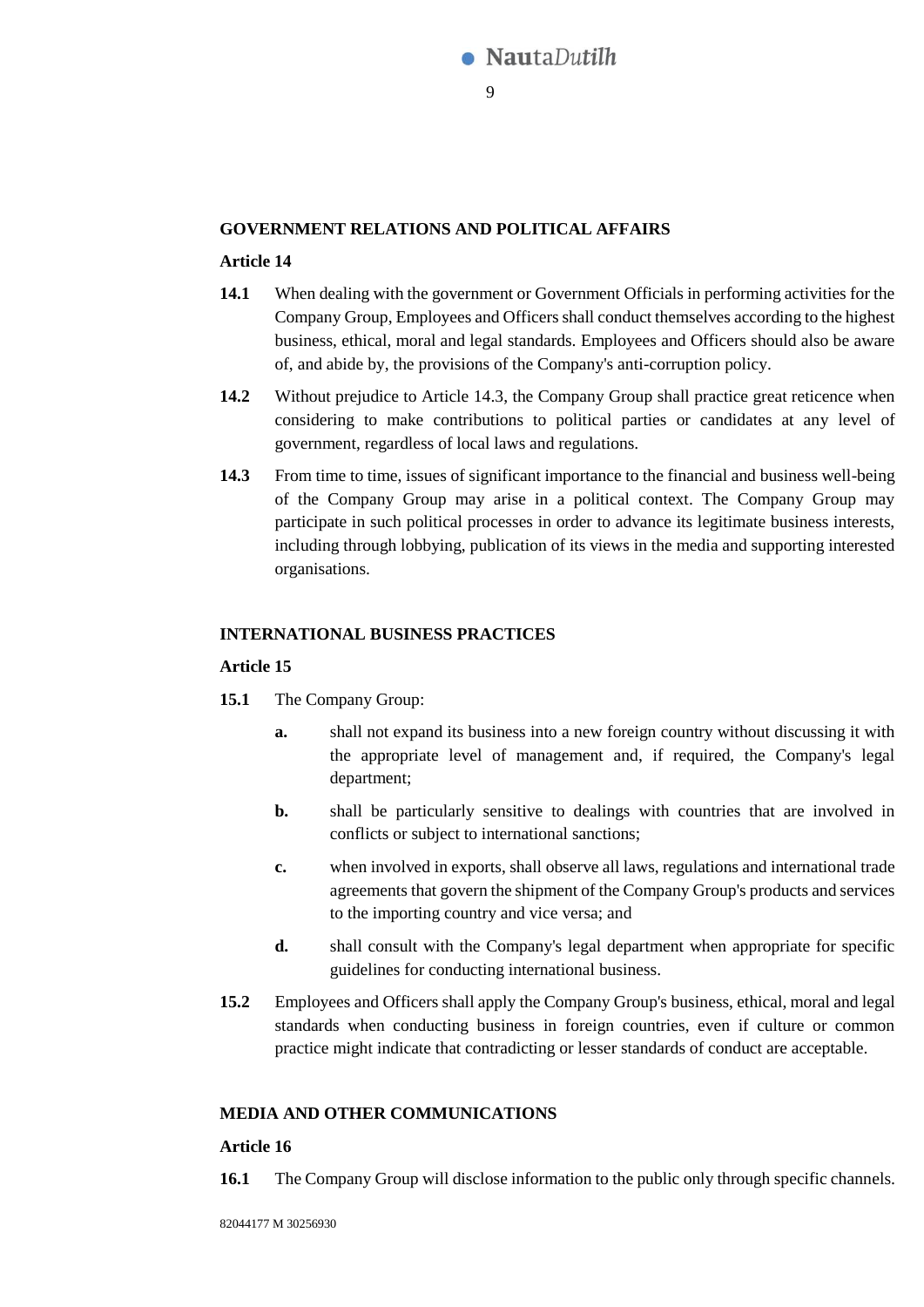## GOVERNMENT RELATIONS AND POLITICAL AFFAIRS

### Article 14

**14.1** When dealing with the government or Government Officials in performing activities for the Company Group, Employees and Officers shall conduct themselves according to the highest business, ethical, moral and legal standards. Employees and Officers should also be aware of, and abide by, the provisions of the Company's anti-corruption policy.

**14.2** Without prejudice to Article 14.3, the Company Group shall practice great reticence when considering to make contributions to political parties or candidates at any level of government, regardless of local laws and regulations.

**14.3** From time to time, issues of significant importance to the financial and business well-being of the Company Group may arise in a political context. The Company Group may participate in such political processes in order to advance its legitimate business interests, including through lobbying, publication of its views in the media and supporting interested organisations.

## INTERNATIONAL BUSINESS PRACTICES

### Article 15

**15.1** The Company Group:

- **a.** shall not expand its business into a new foreign country without discussing it with the appropriate level of management and, if required, the Company's legal department;
- **b.** shall be particularly sensitive to dealings with countries that are involved in conflicts or subject to international sanctions;
- **c.** when involved in exports, shall observe all laws, regulations and international trade agreements that govern the shipment of the Company Group's products and services to the importing country and vice versa; and
- **d.** shall consult with the Company's legal department when appropriate for specific guidelines for conducting international business.

**15.2** Employees and Officers shall apply the Company Group's business, ethical, moral and legal standards when conducting business in foreign countries, even if culture or common practice might indicate that contradicting or lesser standards of conduct are acceptable.

## MEDIA AND OTHER COMMUNICATIONS

### Article 16

**16.1** The Company Group will disclose information to the public only through specific channels.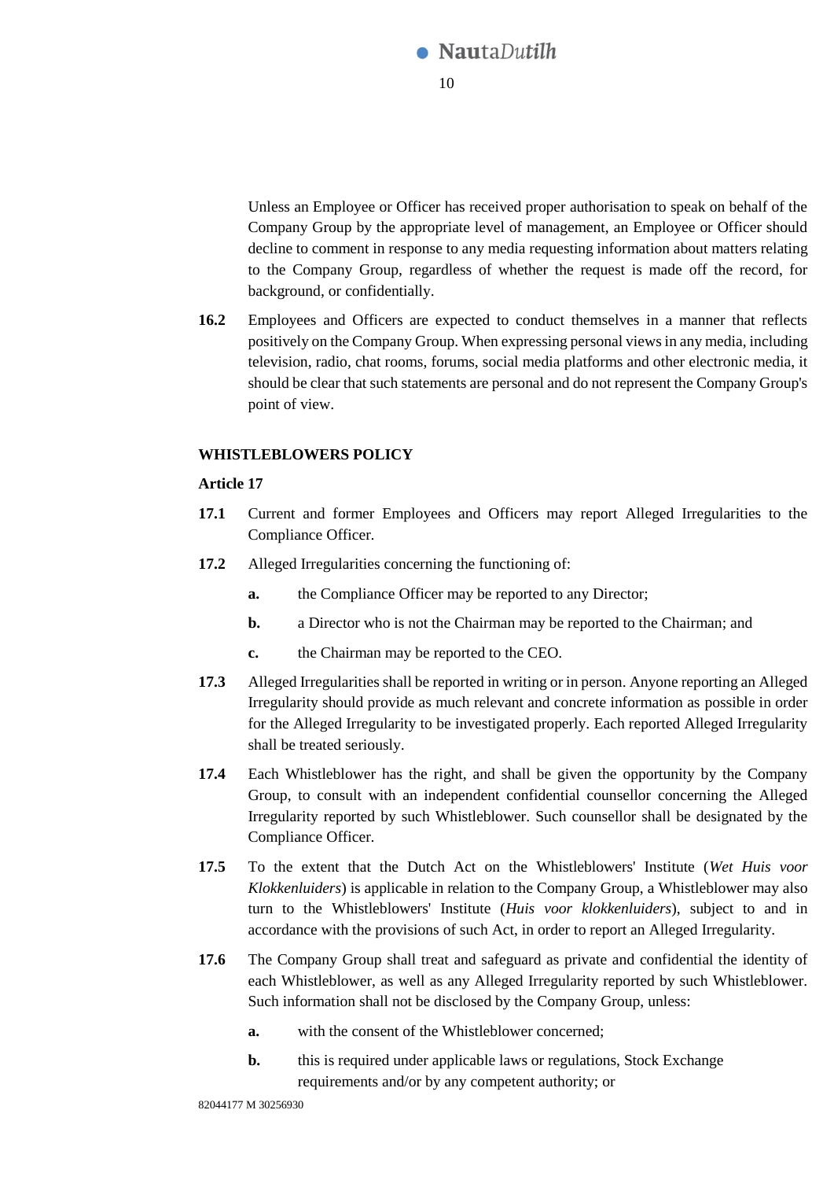Unless an Employee or Officer has received proper authorisation to speak on behalf of the Company Group by the appropriate level of management, an Employee or Officer should decline to comment in response to any media requesting information about matters relating to the Company Group, regardless of whether the request is made off the record, for background, or confidentially.

**16.2** Employees and Officers are expected to conduct themselves in a manner that reflects positively on the Company Group. When expressing personal views in any media, including television, radio, chat rooms, forums, social media platforms and other electronic media, it should be clear that such statements are personal and do not represent the Company Group's point of view.

**WHISTLEBLOWERS POLICY**

**Article 17**

**17.1** Current and former Employees and Officers may report Alleged Irregularities to the Compliance Officer.

**17.2** Alleged Irregularities concerning the functioning of:

**a.** the Compliance Officer may be reported to any Director;

**b.** a Director who is not the Chairman may be reported to the Chairman; and

**c.** the Chairman may be reported to the CEO.

**17.3** Alleged Irregularities shall be reported in writing or in person. Anyone reporting an Alleged Irregularity should provide as much relevant and concrete information as possible in order for the Alleged Irregularity to be investigated properly. Each reported Alleged Irregularity shall be treated seriously.

**17.4** Each Whistleblower has the right, and shall be given the opportunity by the Company Group, to consult with an independent confidential counsellor concerning the Alleged Irregularity reported by such Whistleblower. Such counsellor shall be designated by the Compliance Officer.

**17.5** To the extent that the Dutch Act on the Whistleblowers' Institute (*Wet Huis voor Klokkenluiders*) is applicable in relation to the Company Group, a Whistleblower may also turn to the Whistleblowers' Institute (*Huis voor klokkenluiders*), subject to and in accordance with the provisions of such Act, in order to report an Alleged Irregularity.

**17.6** The Company Group shall treat and safeguard as private and confidential the identity of each Whistleblower, as well as any Alleged Irregularity reported by such Whistleblower. Such information shall not be disclosed by the Company Group, unless:

**a.** with the consent of the Whistleblower concerned;

**b.** this is required under applicable laws or regulations, Stock Exchange requirements and/or by any competent authority; or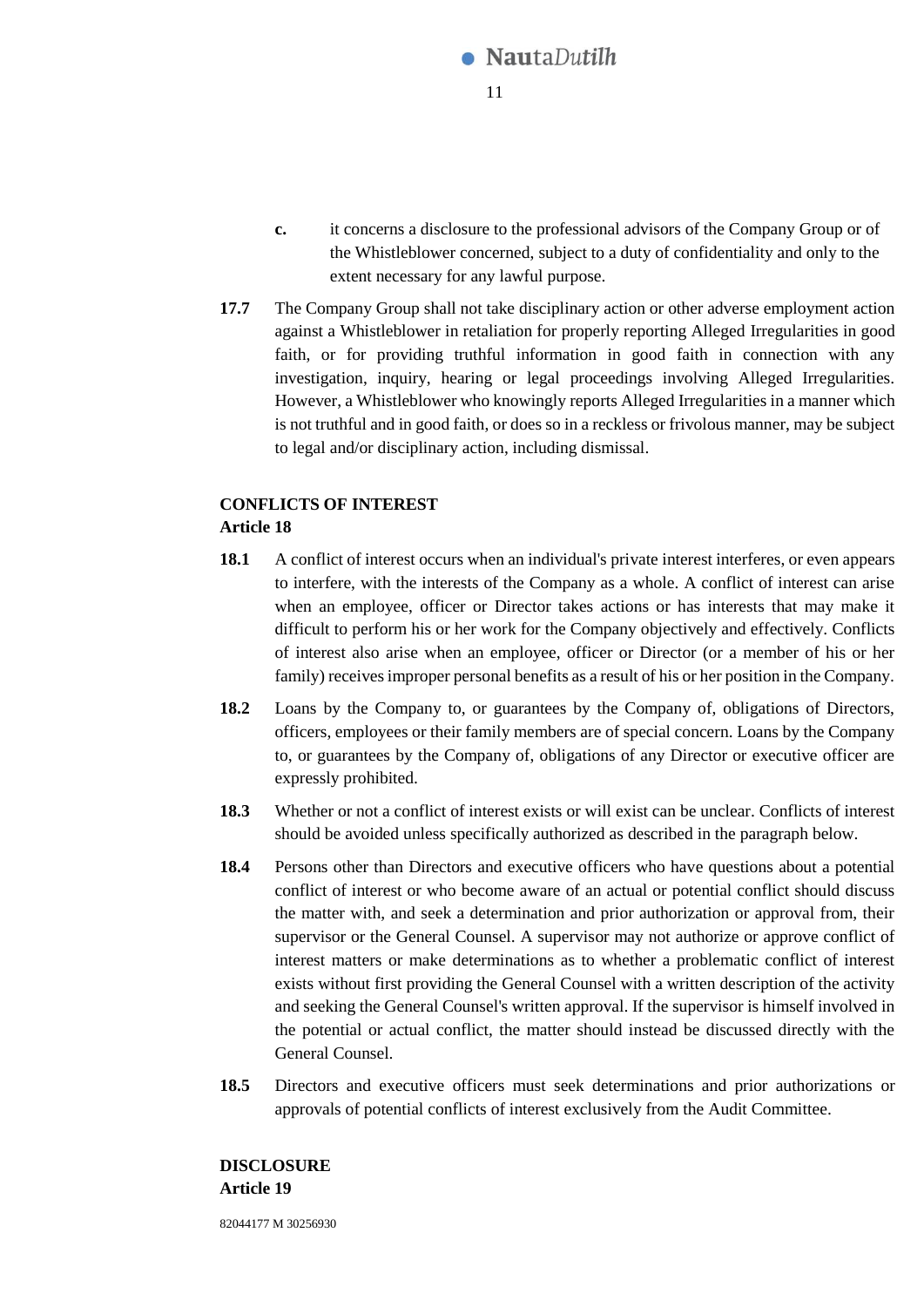**c.** it concerns a disclosure to the professional advisors of the Company Group or of the Whistleblower concerned, subject to a duty of confidentiality and only to the extent necessary for any lawful purpose.

**17.7** The Company Group shall not take disciplinary action or other adverse employment action against a Whistleblower in retaliation for properly reporting Alleged Irregularities in good faith, or for providing truthful information in good faith in connection with any investigation, inquiry, hearing or legal proceedings involving Alleged Irregularities. However, a Whistleblower who knowingly reports Alleged Irregularities in a manner which is not truthful and in good faith, or does so in a reckless or frivolous manner, may be subject to legal and/or disciplinary action, including dismissal.

**CONFLICTS OF INTEREST**
**Article 18**

**18.1** A conflict of interest occurs when an individual's private interest interferes, or even appears to interfere, with the interests of the Company as a whole. A conflict of interest can arise when an employee, officer or Director takes actions or has interests that may make it difficult to perform his or her work for the Company objectively and effectively. Conflicts of interest also arise when an employee, officer or Director (or a member of his or her family) receives improper personal benefits as a result of his or her position in the Company.

**18.2** Loans by the Company to, or guarantees by the Company of, obligations of Directors, officers, employees or their family members are of special concern. Loans by the Company to, or guarantees by the Company of, obligations of any Director or executive officer are expressly prohibited.

**18.3** Whether or not a conflict of interest exists or will exist can be unclear. Conflicts of interest should be avoided unless specifically authorized as described in the paragraph below.

**18.4** Persons other than Directors and executive officers who have questions about a potential conflict of interest or who become aware of an actual or potential conflict should discuss the matter with, and seek a determination and prior authorization or approval from, their supervisor or the General Counsel. A supervisor may not authorize or approve conflict of interest matters or make determinations as to whether a problematic conflict of interest exists without first providing the General Counsel with a written description of the activity and seeking the General Counsel's written approval. If the supervisor is himself involved in the potential or actual conflict, the matter should instead be discussed directly with the General Counsel.

**18.5** Directors and executive officers must seek determinations and prior authorizations or approvals of potential conflicts of interest exclusively from the Audit Committee.

**DISCLOSURE**
**Article 19**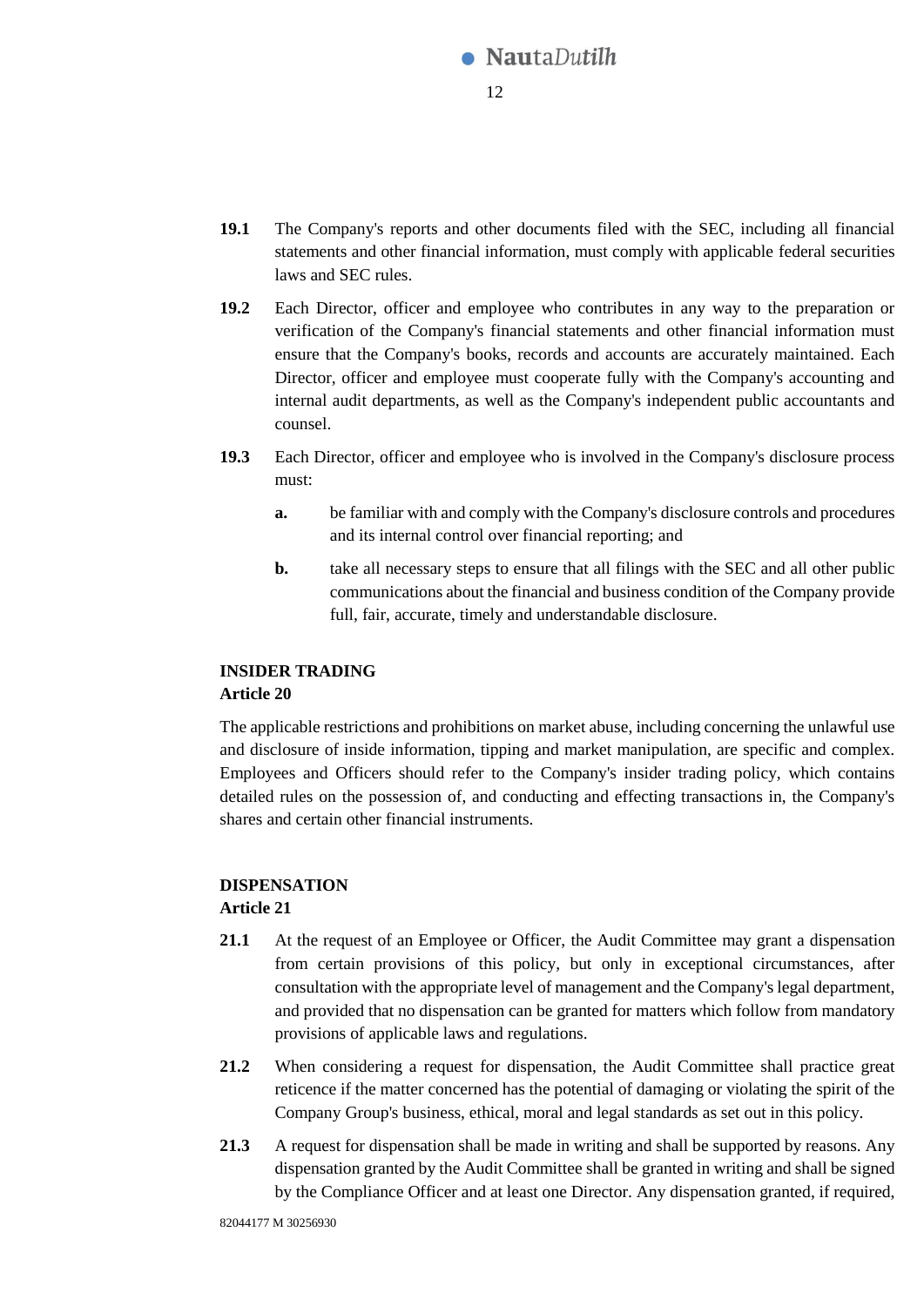**19.1** The Company's reports and other documents filed with the SEC, including all financial statements and other financial information, must comply with applicable federal securities laws and SEC rules.

**19.2** Each Director, officer and employee who contributes in any way to the preparation or verification of the Company's financial statements and other financial information must ensure that the Company's books, records and accounts are accurately maintained. Each Director, officer and employee must cooperate fully with the Company's accounting and internal audit departments, as well as the Company's independent public accountants and counsel.

**19.3** Each Director, officer and employee who is involved in the Company's disclosure process must:

- **a.** be familiar with and comply with the Company's disclosure controls and procedures and its internal control over financial reporting; and
- **b.** take all necessary steps to ensure that all filings with the SEC and all other public communications about the financial and business condition of the Company provide full, fair, accurate, timely and understandable disclosure.

## INSIDER TRADING
### Article 20

The applicable restrictions and prohibitions on market abuse, including concerning the unlawful use and disclosure of inside information, tipping and market manipulation, are specific and complex. Employees and Officers should refer to the Company's insider trading policy, which contains detailed rules on the possession of, and conducting and effecting transactions in, the Company's shares and certain other financial instruments.

## DISPENSATION
### Article 21

**21.1** At the request of an Employee or Officer, the Audit Committee may grant a dispensation from certain provisions of this policy, but only in exceptional circumstances, after consultation with the appropriate level of management and the Company's legal department, and provided that no dispensation can be granted for matters which follow from mandatory provisions of applicable laws and regulations.

**21.2** When considering a request for dispensation, the Audit Committee shall practice great reticence if the matter concerned has the potential of damaging or violating the spirit of the Company Group's business, ethical, moral and legal standards as set out in this policy.

**21.3** A request for dispensation shall be made in writing and shall be supported by reasons. Any dispensation granted by the Audit Committee shall be granted in writing and shall be signed by the Compliance Officer and at least one Director. Any dispensation granted, if required,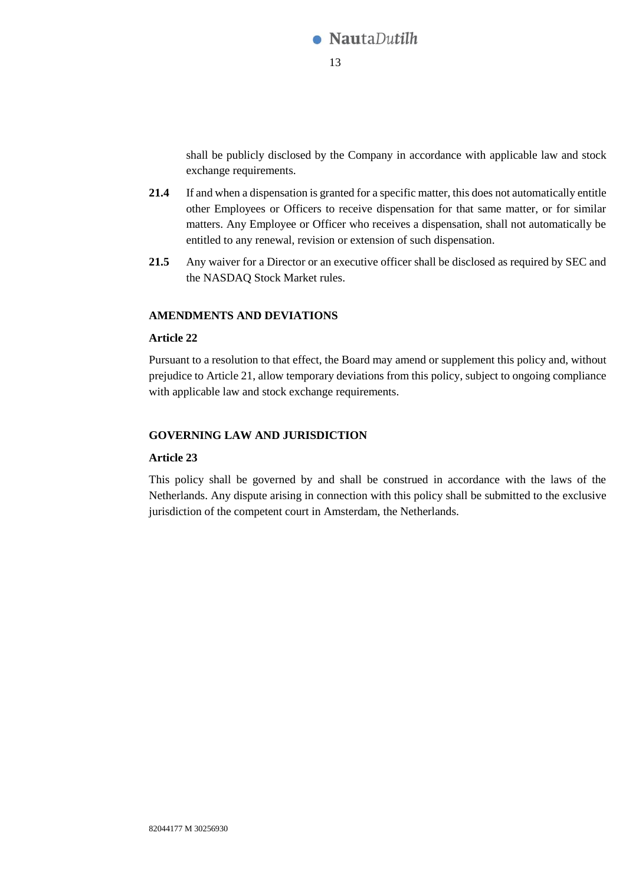shall be publicly disclosed by the Company in accordance with applicable law and stock exchange requirements.

**21.4** If and when a dispensation is granted for a specific matter, this does not automatically entitle other Employees or Officers to receive dispensation for that same matter, or for similar matters. Any Employee or Officer who receives a dispensation, shall not automatically be entitled to any renewal, revision or extension of such dispensation.

**21.5** Any waiver for a Director or an executive officer shall be disclosed as required by SEC and the NASDAQ Stock Market rules.

## AMENDMENTS AND DEVIATIONS

### Article 22

Pursuant to a resolution to that effect, the Board may amend or supplement this policy and, without prejudice to Article 21, allow temporary deviations from this policy, subject to ongoing compliance with applicable law and stock exchange requirements.

## GOVERNING LAW AND JURISDICTION

### Article 23

This policy shall be governed by and shall be construed in accordance with the laws of the Netherlands. Any dispute arising in connection with this policy shall be submitted to the exclusive jurisdiction of the competent court in Amsterdam, the Netherlands.